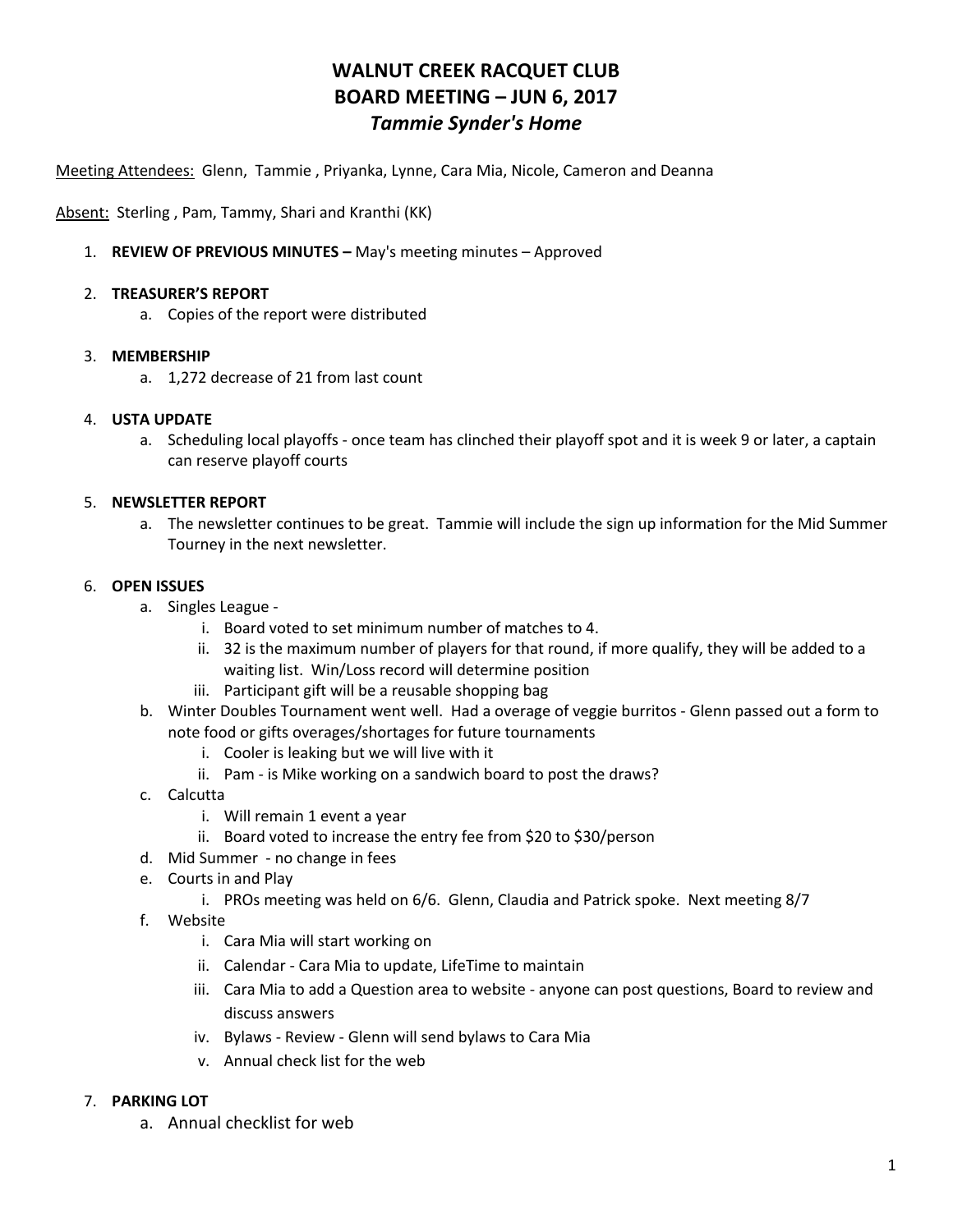# WALNUT CREEK RACQUET CLUB
# BOARD MEETING – JUN 6, 2017
## *Tammie Synder's Home*

Meeting Attendees: Glenn, Tammie , Priyanka, Lynne, Cara Mia, Nicole, Cameron and Deanna

Absent: Sterling , Pam, Tammy, Shari and Kranthi (KK)

1. **REVIEW OF PREVIOUS MINUTES –** May's meeting minutes – Approved

2. **TREASURER'S REPORT**
   a. Copies of the report were distributed

3. **MEMBERSHIP**
   a. 1,272 decrease of 21 from last count

4. **USTA UPDATE**
   a. Scheduling local playoffs - once team has clinched their playoff spot and it is week 9 or later, a captain can reserve playoff courts

5. **NEWSLETTER REPORT**
   a. The newsletter continues to be great. Tammie will include the sign up information for the Mid Summer Tourney in the next newsletter.

6. **OPEN ISSUES**
   a. Singles League -
      i. Board voted to set minimum number of matches to 4.
      ii. 32 is the maximum number of players for that round, if more qualify, they will be added to a waiting list. Win/Loss record will determine position
      iii. Participant gift will be a reusable shopping bag
   b. Winter Doubles Tournament went well. Had a overage of veggie burritos - Glenn passed out a form to note food or gifts overages/shortages for future tournaments
      i. Cooler is leaking but we will live with it
      ii. Pam - is Mike working on a sandwich board to post the draws?
   c. Calcutta
      i. Will remain 1 event a year
      ii. Board voted to increase the entry fee from $20 to $30/person
   d. Mid Summer - no change in fees
   e. Courts in and Play
      i. PROs meeting was held on 6/6. Glenn, Claudia and Patrick spoke. Next meeting 8/7
   f. Website
      i. Cara Mia will start working on
      ii. Calendar - Cara Mia to update, LifeTime to maintain
      iii. Cara Mia to add a Question area to website - anyone can post questions, Board to review and discuss answers
      iv. Bylaws - Review - Glenn will send bylaws to Cara Mia
      v. Annual check list for the web

7. **PARKING LOT**
   a. Annual checklist for web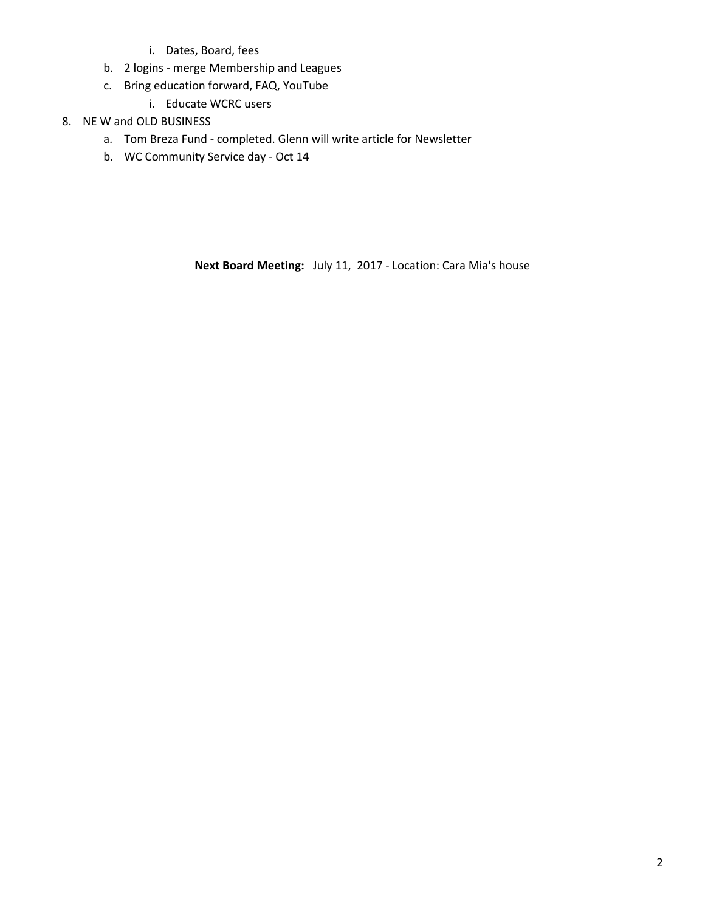i. Dates, Board, fees
    b. 2 logins - merge Membership and Leagues
    c. Bring education forward, FAQ, YouTube
        i. Educate WCRC users

8. NE W and OLD BUSINESS
    a. Tom Breza Fund - completed. Glenn will write article for Newsletter
    b. WC Community Service day - Oct 14

**Next Board Meeting:** July 11, 2017 - Location: Cara Mia's house